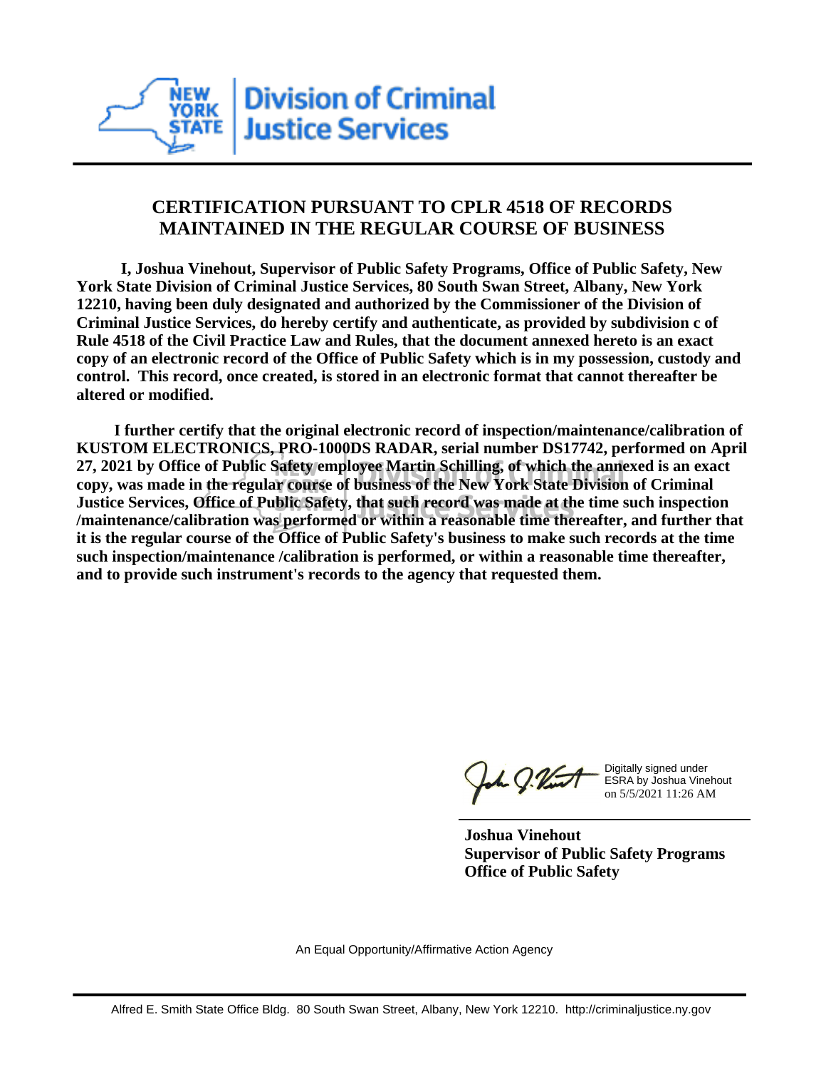Division of Criminal Justice Services

# CERTIFICATION PURSUANT TO CPLR 4518 OF RECORDS MAINTAINED IN THE REGULAR COURSE OF BUSINESS

**I, Joshua Vinehout, Supervisor of Public Safety Programs, Office of Public Safety, New York State Division of Criminal Justice Services, 80 South Swan Street, Albany, New York 12210, having been duly designated and authorized by the Commissioner of the Division of Criminal Justice Services, do hereby certify and authenticate, as provided by subdivision c of Rule 4518 of the Civil Practice Law and Rules, that the document annexed hereto is an exact copy of an electronic record of the Office of Public Safety which is in my possession, custody and control. This record, once created, is stored in an electronic format that cannot thereafter be altered or modified.**

**I further certify that the original electronic record of inspection/maintenance/calibration of KUSTOM ELECTRONICS, PRO-1000DS RADAR, serial number DS17742, performed on April 27, 2021 by Office of Public Safety employee Martin Schilling, of which the annexed is an exact copy, was made in the regular course of business of the New York State Division of Criminal Justice Services, Office of Public Safety, that such record was made at the time such inspection /maintenance/calibration was performed or within a reasonable time thereafter, and further that it is the regular course of the Office of Public Safety's business to make such records at the time such inspection/maintenance /calibration is performed, or within a reasonable time thereafter, and to provide such instrument's records to the agency that requested them.**

Digitally signed under ESRA by Joshua Vinehout on 5/5/2021 11:26 AM

**Joshua Vinehout**
**Supervisor of Public Safety Programs**
**Office of Public Safety**

An Equal Opportunity/Affirmative Action Agency

Alfred E. Smith State Office Bldg. 80 South Swan Street, Albany, New York 12210. http://criminaljustice.ny.gov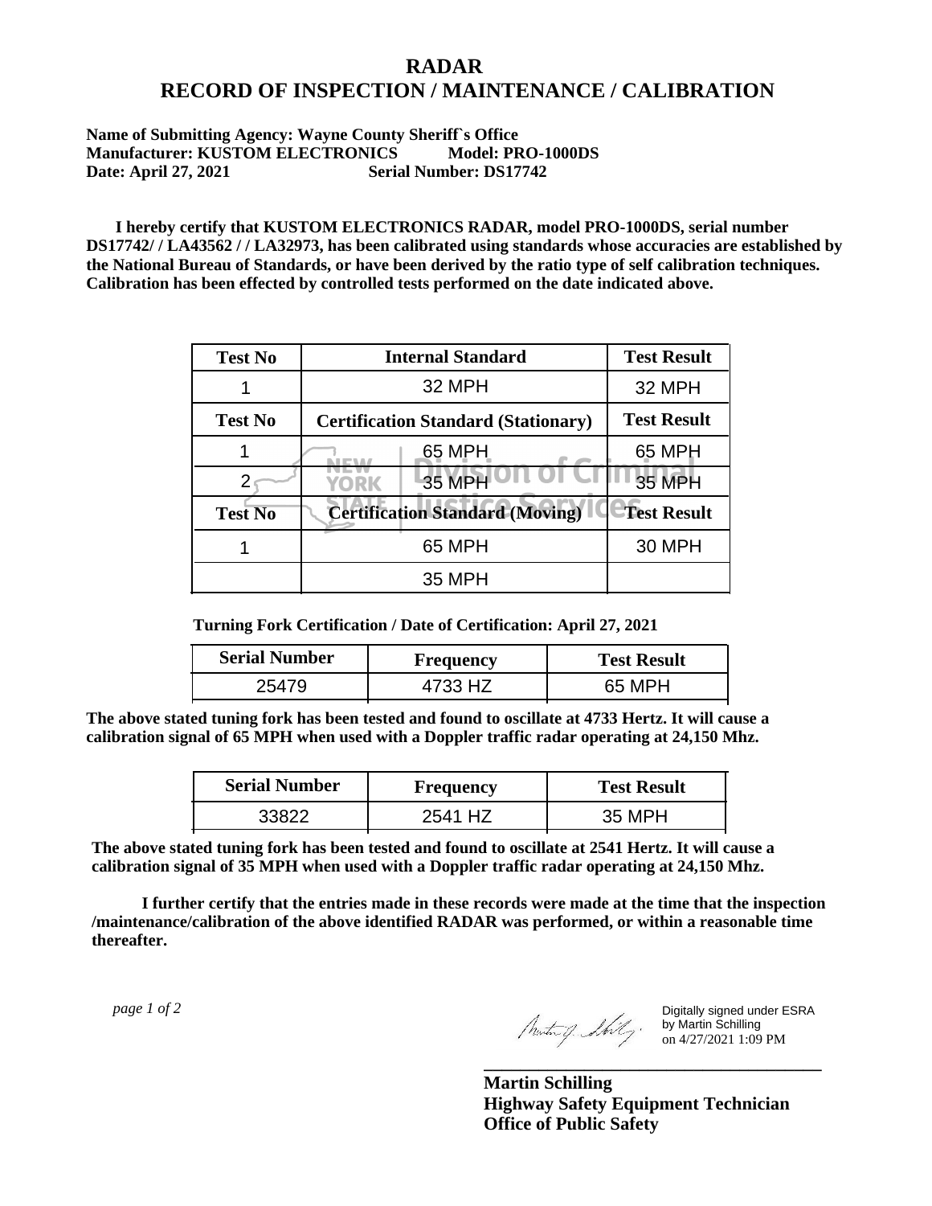# RADAR
# RECORD OF INSPECTION / MAINTENANCE / CALIBRATION

**Name of Submitting Agency: Wayne County Sheriff`s Office**
**Manufacturer: KUSTOM ELECTRONICS Model: PRO-1000DS**
**Date: April 27, 2021 Serial Number: DS17742**

**I hereby certify that KUSTOM ELECTRONICS RADAR, model PRO-1000DS, serial number DS17742/ / LA43562 / / LA32973, has been calibrated using standards whose accuracies are established by the National Bureau of Standards, or have been derived by the ratio type of self calibration techniques. Calibration has been effected by controlled tests performed on the date indicated above.**

| Test No | Internal Standard | Test Result |
|---|---|---|
| 1 | 32 MPH | 32 MPH |
| **Test No** | **Certification Standard (Stationary)** | **Test Result** |
| 1 | 65 MPH | 65 MPH |
| 2 | 35 MPH | 35 MPH |
| **Test No** | **Certification Standard (Moving)** | **Test Result** |
| 1 | 65 MPH | 30 MPH |
| | 35 MPH | |

**Turning Fork Certification / Date of Certification: April 27, 2021**

| Serial Number | Frequency | Test Result |
|---|---|---|
| 25479 | 4733 HZ | 65 MPH |

**The above stated tuning fork has been tested and found to oscillate at 4733 Hertz. It will cause a calibration signal of 65 MPH when used with a Doppler traffic radar operating at 24,150 Mhz.**

| Serial Number | Frequency | Test Result |
|---|---|---|
| 33822 | 2541 HZ | 35 MPH |

**The above stated tuning fork has been tested and found to oscillate at 2541 Hertz. It will cause a calibration signal of 35 MPH when used with a Doppler traffic radar operating at 24,150 Mhz.**

**I further certify that the entries made in these records were made at the time that the inspection /maintenance/calibration of the above identified RADAR was performed, or within a reasonable time thereafter.**

Digitally signed under ESRA by Martin Schilling on 4/27/2021 1:09 PM

**Martin Schilling**
**Highway Safety Equipment Technician**
**Office of Public Safety**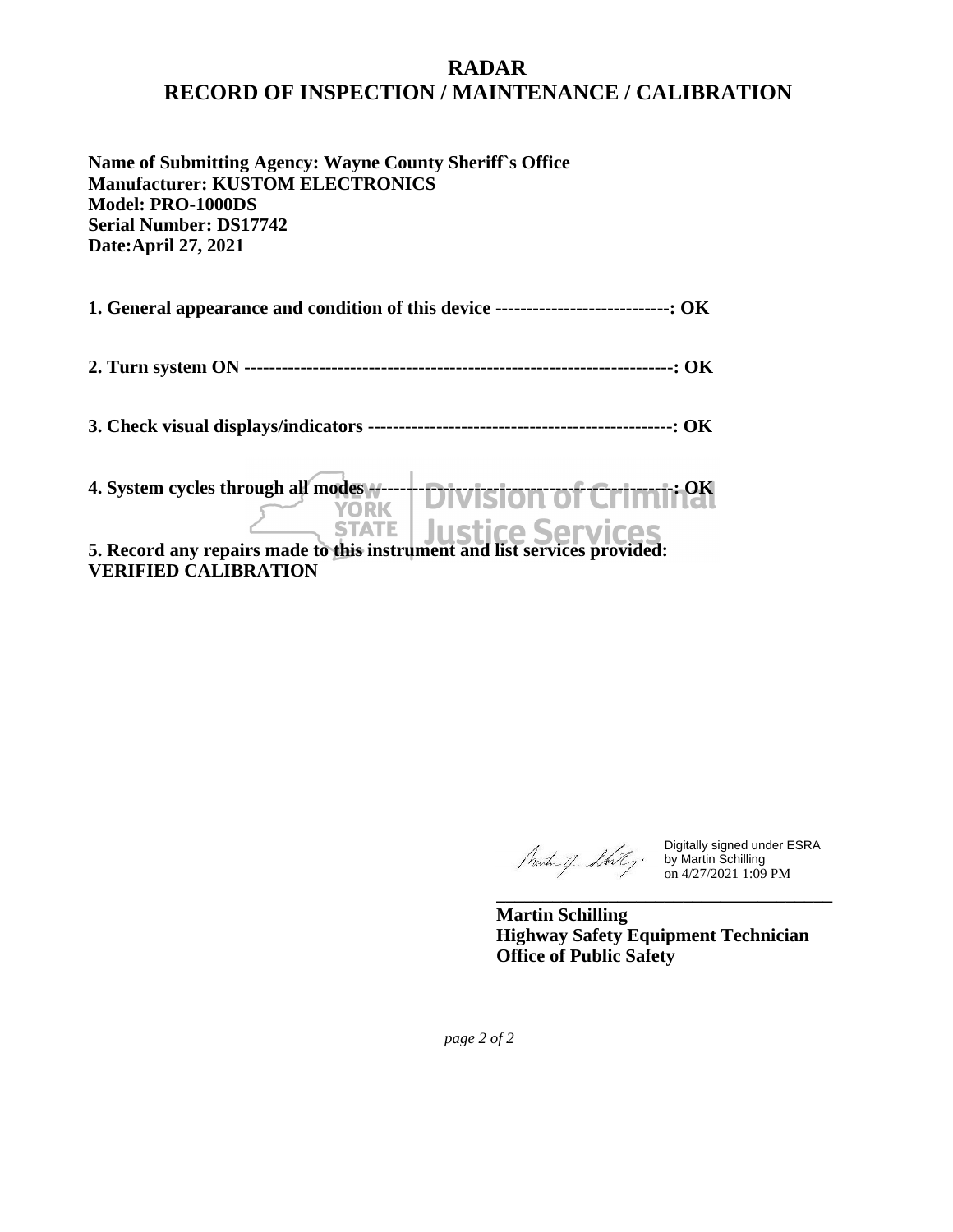# RADAR
# RECORD OF INSPECTION / MAINTENANCE / CALIBRATION

**Name of Submitting Agency: Wayne County Sheriff`s Office**
**Manufacturer: KUSTOM ELECTRONICS**
**Model: PRO-1000DS**
**Serial Number: DS17742**
**Date:April 27, 2021**

**1. General appearance and condition of this device ----------------------------: OK**

**2. Turn system ON -------------------------------------------------------------------: OK**

**3. Check visual displays/indicators -------------------------------------------------: OK**

**4. System cycles through all modes ------------------------------------------------: OK**

**5. Record any repairs made to this instrument and list services provided:**
**VERIFIED CALIBRATION**

Digitally signed under ESRA
by Martin Schilling
on 4/27/2021 1:09 PM

**Martin Schilling**
**Highway Safety Equipment Technician**
**Office of Public Safety**